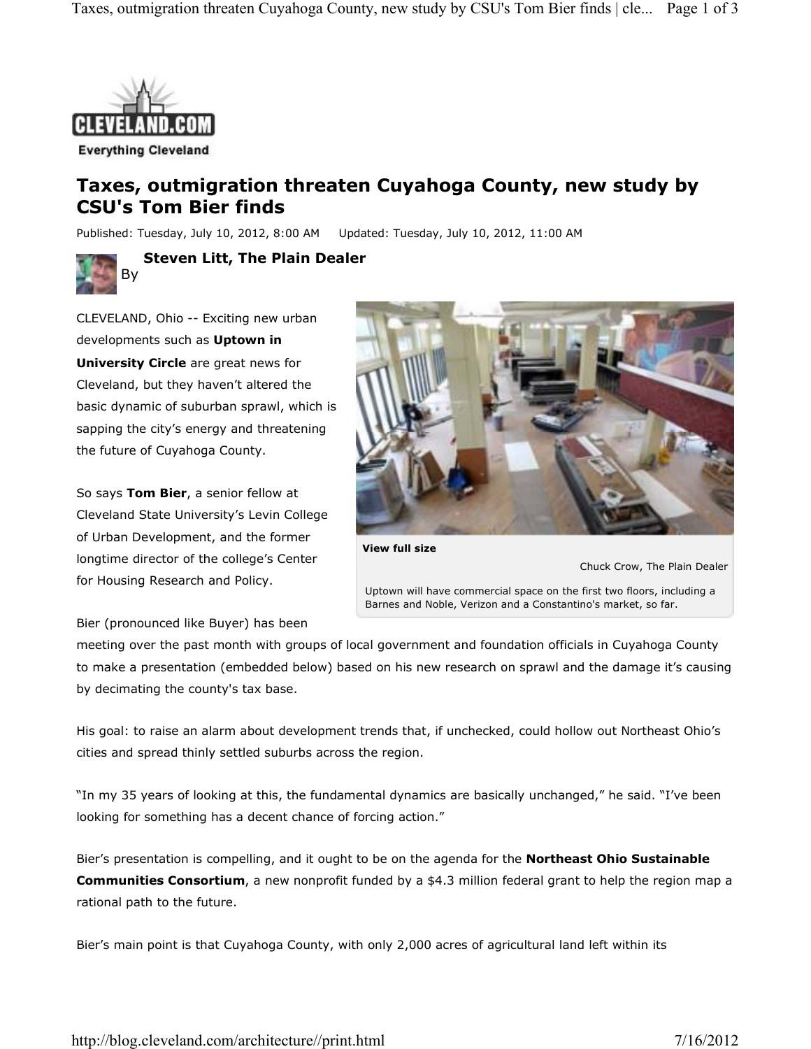Everything Cleveland

# Taxes, outmigration threaten Cuyahoga County, new study by CSU's Tom Bier finds

Published: Tuesday, July 10, 2012, 8:00 AM Updated: Tuesday, July 10, 2012, 11:00 AM

By **Steven Litt, The Plain Dealer**

CLEVELAND, Ohio -- Exciting new urban developments such as **Uptown in University Circle** are great news for Cleveland, but they haven't altered the basic dynamic of suburban sprawl, which is sapping the city's energy and threatening the future of Cuyahoga County.

**View full size**

Chuck Crow, The Plain Dealer

Uptown will have commercial space on the first two floors, including a Barnes and Noble, Verizon and a Constantino's market, so far.

So says **Tom Bier**, a senior fellow at Cleveland State University's Levin College of Urban Development, and the former longtime director of the college's Center for Housing Research and Policy.

Bier (pronounced like Buyer) has been meeting over the past month with groups of local government and foundation officials in Cuyahoga County to make a presentation (embedded below) based on his new research on sprawl and the damage it's causing by decimating the county's tax base.

His goal: to raise an alarm about development trends that, if unchecked, could hollow out Northeast Ohio's cities and spread thinly settled suburbs across the region.

"In my 35 years of looking at this, the fundamental dynamics are basically unchanged," he said. "I've been looking for something has a decent chance of forcing action."

Bier's presentation is compelling, and it ought to be on the agenda for the **Northeast Ohio Sustainable Communities Consortium**, a new nonprofit funded by a $4.3 million federal grant to help the region map a rational path to the future.

Bier's main point is that Cuyahoga County, with only 2,000 acres of agricultural land left within its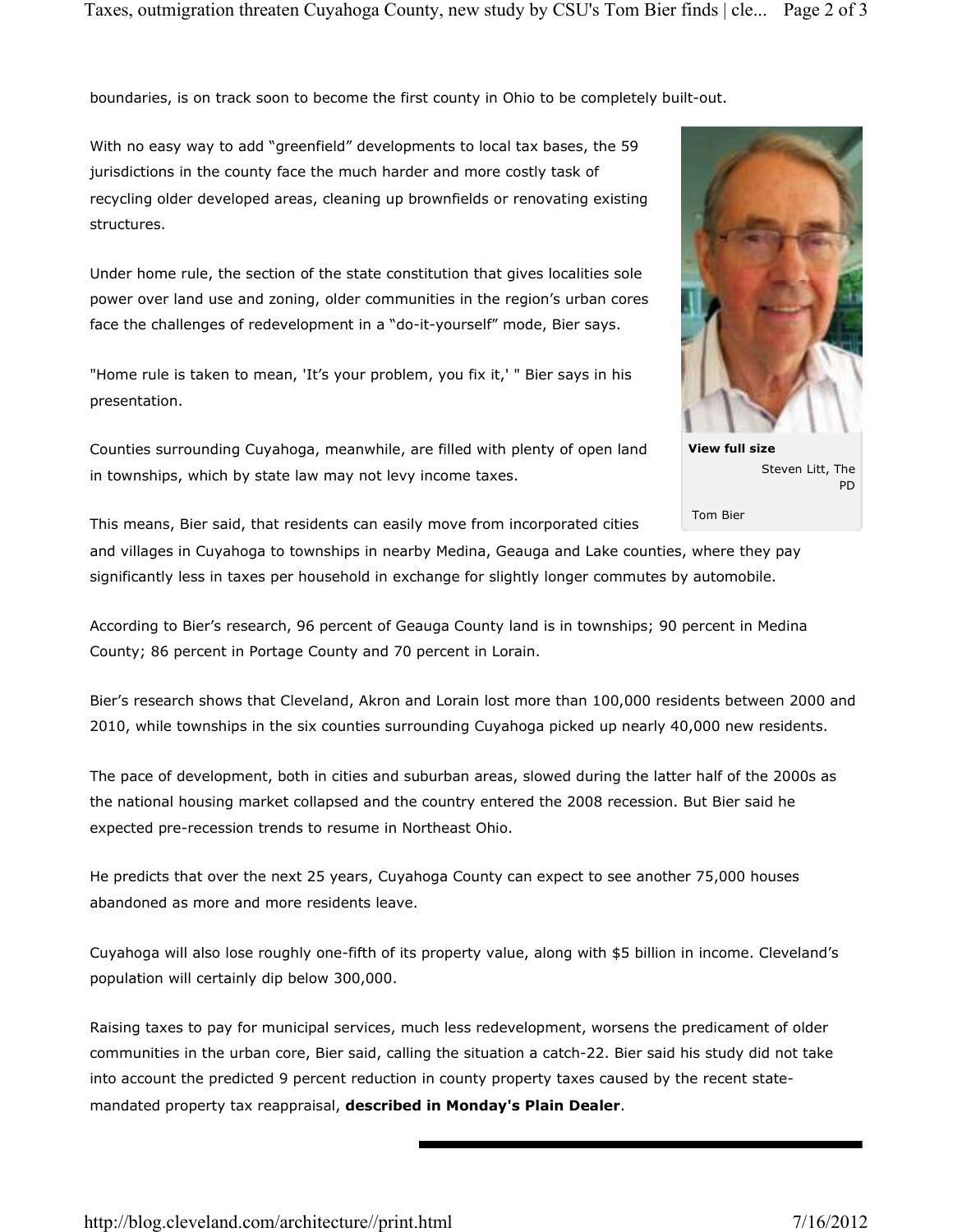boundaries, is on track soon to become the first county in Ohio to be completely built-out.

With no easy way to add "greenfield" developments to local tax bases, the 59 jurisdictions in the county face the much harder and more costly task of recycling older developed areas, cleaning up brownfields or renovating existing structures.

Under home rule, the section of the state constitution that gives localities sole power over land use and zoning, older communities in the region's urban cores face the challenges of redevelopment in a "do-it-yourself" mode, Bier says.

"Home rule is taken to mean, 'It's your problem, you fix it,' " Bier says in his presentation.

Counties surrounding Cuyahoga, meanwhile, are filled with plenty of open land in townships, which by state law may not levy income taxes.

**View full size**

Steven Litt, The PD

Tom Bier

This means, Bier said, that residents can easily move from incorporated cities and villages in Cuyahoga to townships in nearby Medina, Geauga and Lake counties, where they pay significantly less in taxes per household in exchange for slightly longer commutes by automobile.

According to Bier's research, 96 percent of Geauga County land is in townships; 90 percent in Medina County; 86 percent in Portage County and 70 percent in Lorain.

Bier's research shows that Cleveland, Akron and Lorain lost more than 100,000 residents between 2000 and 2010, while townships in the six counties surrounding Cuyahoga picked up nearly 40,000 new residents.

The pace of development, both in cities and suburban areas, slowed during the latter half of the 2000s as the national housing market collapsed and the country entered the 2008 recession. But Bier said he expected pre-recession trends to resume in Northeast Ohio.

He predicts that over the next 25 years, Cuyahoga County can expect to see another 75,000 houses abandoned as more and more residents leave.

Cuyahoga will also lose roughly one-fifth of its property value, along with $5 billion in income. Cleveland's population will certainly dip below 300,000.

Raising taxes to pay for municipal services, much less redevelopment, worsens the predicament of older communities in the urban core, Bier said, calling the situation a catch-22. Bier said his study did not take into account the predicted 9 percent reduction in county property taxes caused by the recent state-mandated property tax reappraisal, **described in Monday's Plain Dealer**.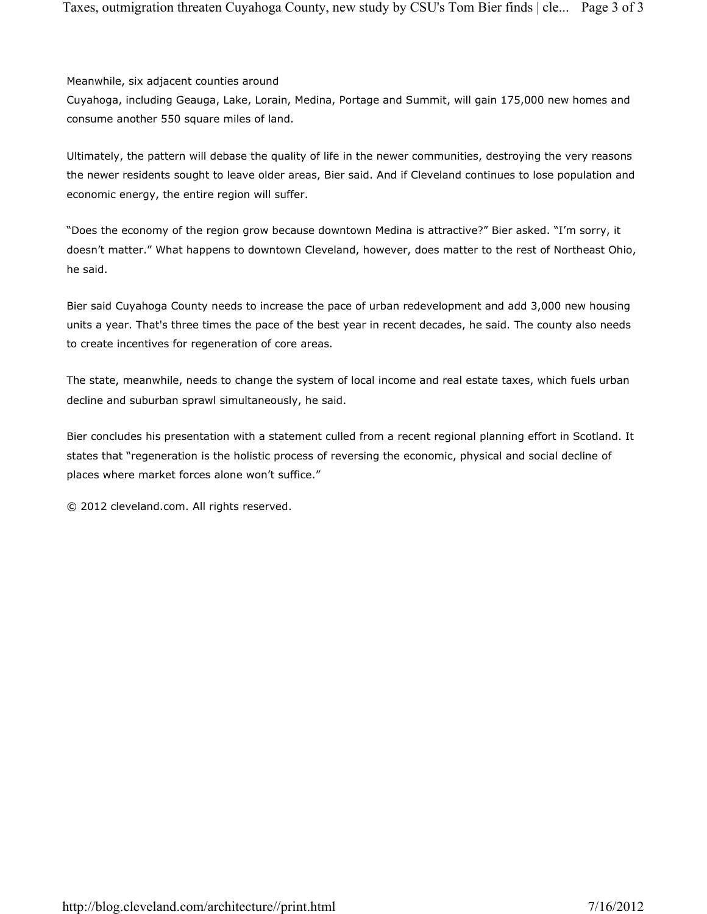Meanwhile, six adjacent counties around Cuyahoga, including Geauga, Lake, Lorain, Medina, Portage and Summit, will gain 175,000 new homes and consume another 550 square miles of land.

Ultimately, the pattern will debase the quality of life in the newer communities, destroying the very reasons the newer residents sought to leave older areas, Bier said. And if Cleveland continues to lose population and economic energy, the entire region will suffer.

"Does the economy of the region grow because downtown Medina is attractive?" Bier asked. "I'm sorry, it doesn't matter." What happens to downtown Cleveland, however, does matter to the rest of Northeast Ohio, he said.

Bier said Cuyahoga County needs to increase the pace of urban redevelopment and add 3,000 new housing units a year. That's three times the pace of the best year in recent decades, he said. The county also needs to create incentives for regeneration of core areas.

The state, meanwhile, needs to change the system of local income and real estate taxes, which fuels urban decline and suburban sprawl simultaneously, he said.

Bier concludes his presentation with a statement culled from a recent regional planning effort in Scotland. It states that "regeneration is the holistic process of reversing the economic, physical and social decline of places where market forces alone won't suffice."

© 2012 cleveland.com. All rights reserved.